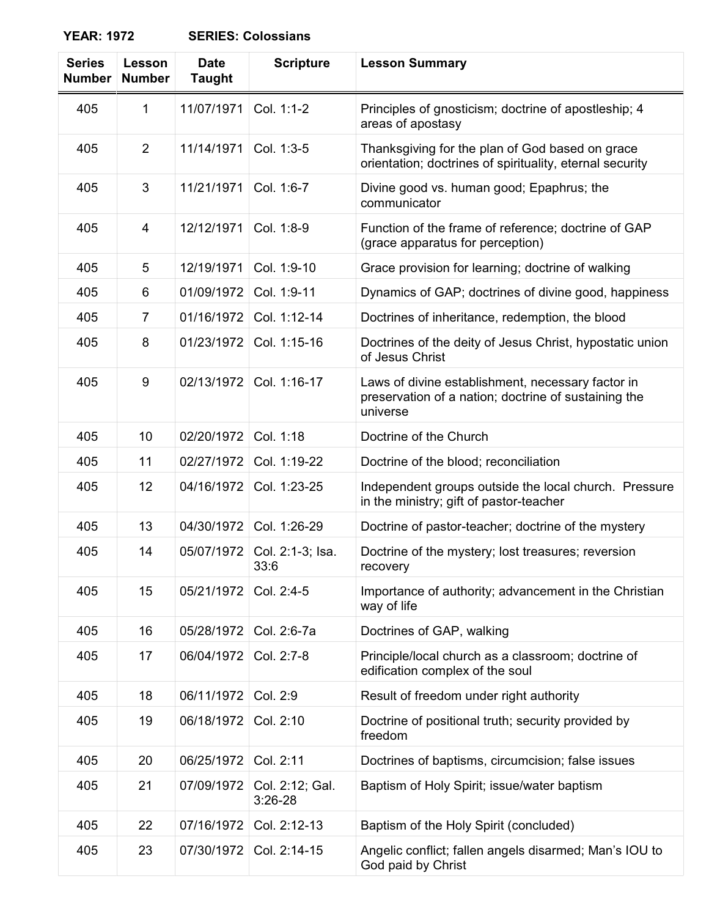**YEAR: 1972 SERIES: Colossians**

| Series Number | Lesson Number | Date Taught | Scripture | Lesson Summary |
|---|---|---|---|---|
| 405 | 1 | 11/07/1971 | Col. 1:1-2 | Principles of gnosticism; doctrine of apostleship; 4 areas of apostasy |
| 405 | 2 | 11/14/1971 | Col. 1:3-5 | Thanksgiving for the plan of God based on grace orientation; doctrines of spirituality, eternal security |
| 405 | 3 | 11/21/1971 | Col. 1:6-7 | Divine good vs. human good; Epaphrus; the communicator |
| 405 | 4 | 12/12/1971 | Col. 1:8-9 | Function of the frame of reference; doctrine of GAP (grace apparatus for perception) |
| 405 | 5 | 12/19/1971 | Col. 1:9-10 | Grace provision for learning; doctrine of walking |
| 405 | 6 | 01/09/1972 | Col. 1:9-11 | Dynamics of GAP; doctrines of divine good, happiness |
| 405 | 7 | 01/16/1972 | Col. 1:12-14 | Doctrines of inheritance, redemption, the blood |
| 405 | 8 | 01/23/1972 | Col. 1:15-16 | Doctrines of the deity of Jesus Christ, hypostatic union of Jesus Christ |
| 405 | 9 | 02/13/1972 | Col. 1:16-17 | Laws of divine establishment, necessary factor in preservation of a nation; doctrine of sustaining the universe |
| 405 | 10 | 02/20/1972 | Col. 1:18 | Doctrine of the Church |
| 405 | 11 | 02/27/1972 | Col. 1:19-22 | Doctrine of the blood; reconciliation |
| 405 | 12 | 04/16/1972 | Col. 1:23-25 | Independent groups outside the local church. Pressure in the ministry; gift of pastor-teacher |
| 405 | 13 | 04/30/1972 | Col. 1:26-29 | Doctrine of pastor-teacher; doctrine of the mystery |
| 405 | 14 | 05/07/1972 | Col. 2:1-3; Isa. 33:6 | Doctrine of the mystery; lost treasures; reversion recovery |
| 405 | 15 | 05/21/1972 | Col. 2:4-5 | Importance of authority; advancement in the Christian way of life |
| 405 | 16 | 05/28/1972 | Col. 2:6-7a | Doctrines of GAP, walking |
| 405 | 17 | 06/04/1972 | Col. 2:7-8 | Principle/local church as a classroom; doctrine of edification complex of the soul |
| 405 | 18 | 06/11/1972 | Col. 2:9 | Result of freedom under right authority |
| 405 | 19 | 06/18/1972 | Col. 2:10 | Doctrine of positional truth; security provided by freedom |
| 405 | 20 | 06/25/1972 | Col. 2:11 | Doctrines of baptisms, circumcision; false issues |
| 405 | 21 | 07/09/1972 | Col. 2:12; Gal. 3:26-28 | Baptism of Holy Spirit; issue/water baptism |
| 405 | 22 | 07/16/1972 | Col. 2:12-13 | Baptism of the Holy Spirit (concluded) |
| 405 | 23 | 07/30/1972 | Col. 2:14-15 | Angelic conflict; fallen angels disarmed; Man's IOU to God paid by Christ |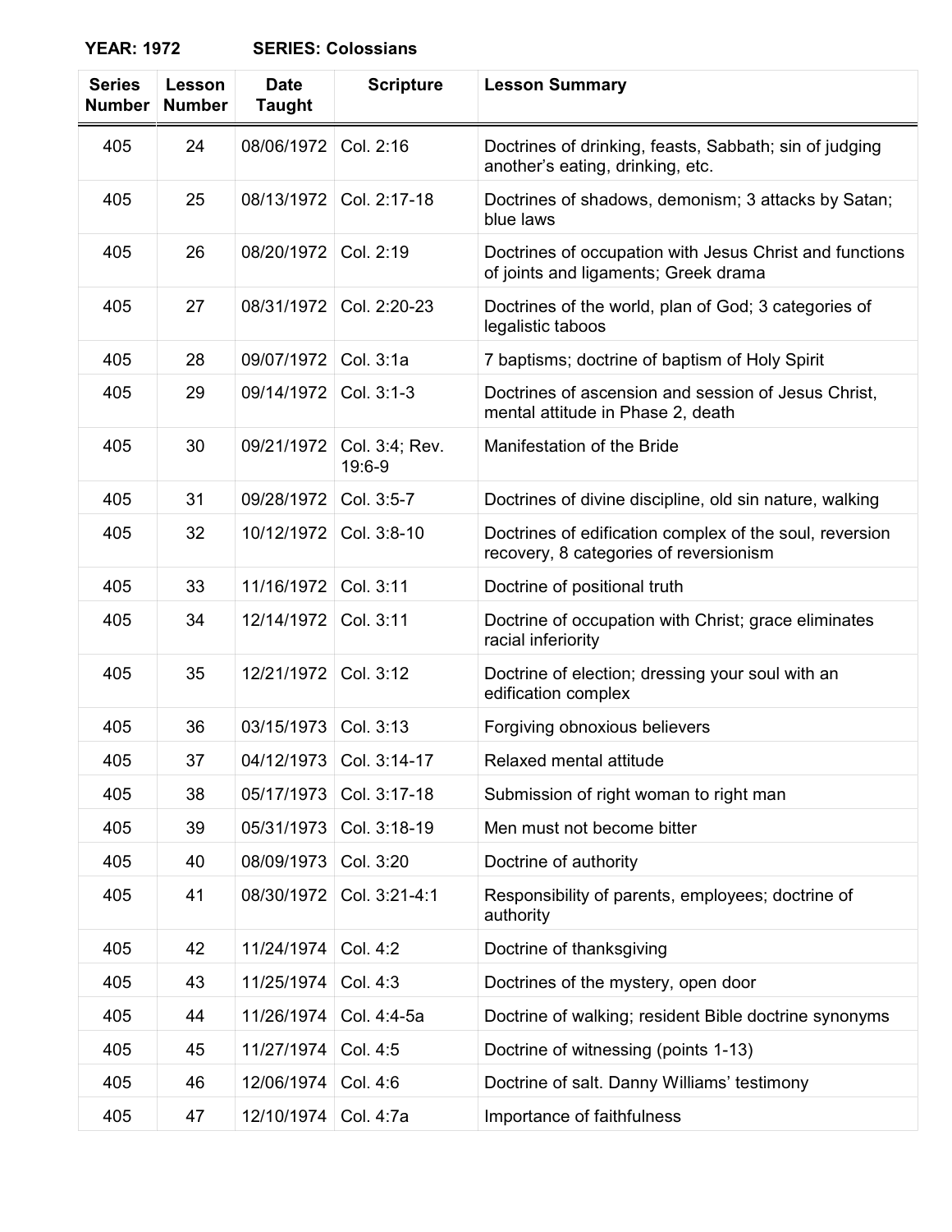**YEAR: 1972 SERIES: Colossians**

| Series Number | Lesson Number | Date Taught | Scripture | Lesson Summary |
|---|---|---|---|---|
| 405 | 24 | 08/06/1972 | Col. 2:16 | Doctrines of drinking, feasts, Sabbath; sin of judging another's eating, drinking, etc. |
| 405 | 25 | 08/13/1972 | Col. 2:17-18 | Doctrines of shadows, demonism; 3 attacks by Satan; blue laws |
| 405 | 26 | 08/20/1972 | Col. 2:19 | Doctrines of occupation with Jesus Christ and functions of joints and ligaments; Greek drama |
| 405 | 27 | 08/31/1972 | Col. 2:20-23 | Doctrines of the world, plan of God; 3 categories of legalistic taboos |
| 405 | 28 | 09/07/1972 | Col. 3:1a | 7 baptisms; doctrine of baptism of Holy Spirit |
| 405 | 29 | 09/14/1972 | Col. 3:1-3 | Doctrines of ascension and session of Jesus Christ, mental attitude in Phase 2, death |
| 405 | 30 | 09/21/1972 | Col. 3:4; Rev. 19:6-9 | Manifestation of the Bride |
| 405 | 31 | 09/28/1972 | Col. 3:5-7 | Doctrines of divine discipline, old sin nature, walking |
| 405 | 32 | 10/12/1972 | Col. 3:8-10 | Doctrines of edification complex of the soul, reversion recovery, 8 categories of reversionism |
| 405 | 33 | 11/16/1972 | Col. 3:11 | Doctrine of positional truth |
| 405 | 34 | 12/14/1972 | Col. 3:11 | Doctrine of occupation with Christ; grace eliminates racial inferiority |
| 405 | 35 | 12/21/1972 | Col. 3:12 | Doctrine of election; dressing your soul with an edification complex |
| 405 | 36 | 03/15/1973 | Col. 3:13 | Forgiving obnoxious believers |
| 405 | 37 | 04/12/1973 | Col. 3:14-17 | Relaxed mental attitude |
| 405 | 38 | 05/17/1973 | Col. 3:17-18 | Submission of right woman to right man |
| 405 | 39 | 05/31/1973 | Col. 3:18-19 | Men must not become bitter |
| 405 | 40 | 08/09/1973 | Col. 3:20 | Doctrine of authority |
| 405 | 41 | 08/30/1972 | Col. 3:21-4:1 | Responsibility of parents, employees; doctrine of authority |
| 405 | 42 | 11/24/1974 | Col. 4:2 | Doctrine of thanksgiving |
| 405 | 43 | 11/25/1974 | Col. 4:3 | Doctrines of the mystery, open door |
| 405 | 44 | 11/26/1974 | Col. 4:4-5a | Doctrine of walking; resident Bible doctrine synonyms |
| 405 | 45 | 11/27/1974 | Col. 4:5 | Doctrine of witnessing (points 1-13) |
| 405 | 46 | 12/06/1974 | Col. 4:6 | Doctrine of salt. Danny Williams' testimony |
| 405 | 47 | 12/10/1974 | Col. 4:7a | Importance of faithfulness |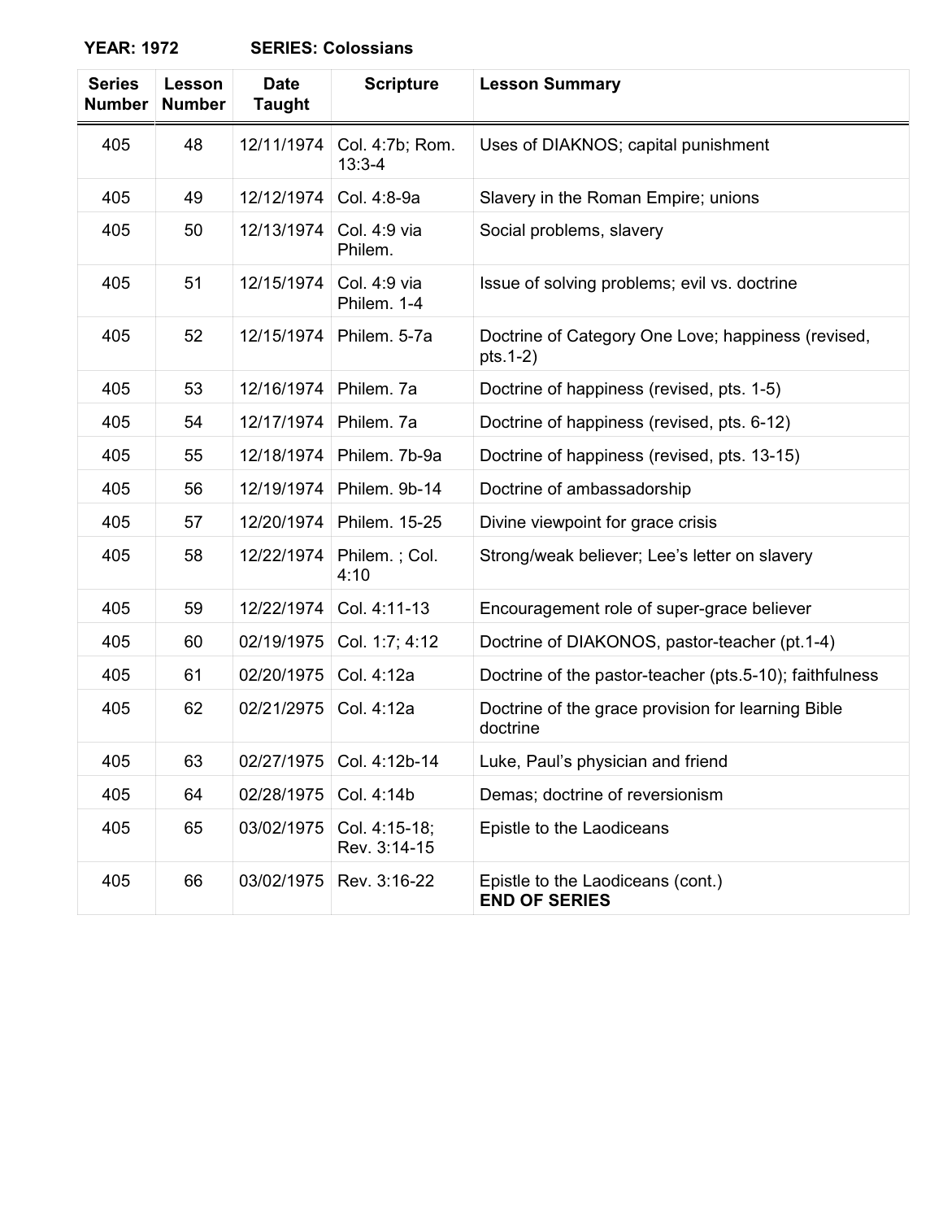**YEAR: 1972 SERIES: Colossians**

| Series Number | Lesson Number | Date Taught | Scripture | Lesson Summary |
|---|---|---|---|---|
| 405 | 48 | 12/11/1974 | Col. 4:7b; Rom. 13:3-4 | Uses of DIAKNOS; capital punishment |
| 405 | 49 | 12/12/1974 | Col. 4:8-9a | Slavery in the Roman Empire; unions |
| 405 | 50 | 12/13/1974 | Col. 4:9 via Philem. | Social problems, slavery |
| 405 | 51 | 12/15/1974 | Col. 4:9 via Philem. 1-4 | Issue of solving problems; evil vs. doctrine |
| 405 | 52 | 12/15/1974 | Philem. 5-7a | Doctrine of Category One Love; happiness (revised, pts.1-2) |
| 405 | 53 | 12/16/1974 | Philem. 7a | Doctrine of happiness (revised, pts. 1-5) |
| 405 | 54 | 12/17/1974 | Philem. 7a | Doctrine of happiness (revised, pts. 6-12) |
| 405 | 55 | 12/18/1974 | Philem. 7b-9a | Doctrine of happiness (revised, pts. 13-15) |
| 405 | 56 | 12/19/1974 | Philem. 9b-14 | Doctrine of ambassadorship |
| 405 | 57 | 12/20/1974 | Philem. 15-25 | Divine viewpoint for grace crisis |
| 405 | 58 | 12/22/1974 | Philem. ; Col. 4:10 | Strong/weak believer; Lee's letter on slavery |
| 405 | 59 | 12/22/1974 | Col. 4:11-13 | Encouragement role of super-grace believer |
| 405 | 60 | 02/19/1975 | Col. 1:7; 4:12 | Doctrine of DIAKONOS, pastor-teacher (pt.1-4) |
| 405 | 61 | 02/20/1975 | Col. 4:12a | Doctrine of the pastor-teacher (pts.5-10); faithfulness |
| 405 | 62 | 02/21/2975 | Col. 4:12a | Doctrine of the grace provision for learning Bible doctrine |
| 405 | 63 | 02/27/1975 | Col. 4:12b-14 | Luke, Paul's physician and friend |
| 405 | 64 | 02/28/1975 | Col. 4:14b | Demas; doctrine of reversionism |
| 405 | 65 | 03/02/1975 | Col. 4:15-18; Rev. 3:14-15 | Epistle to the Laodiceans |
| 405 | 66 | 03/02/1975 | Rev. 3:16-22 | Epistle to the Laodiceans (cont.) **END OF SERIES** |